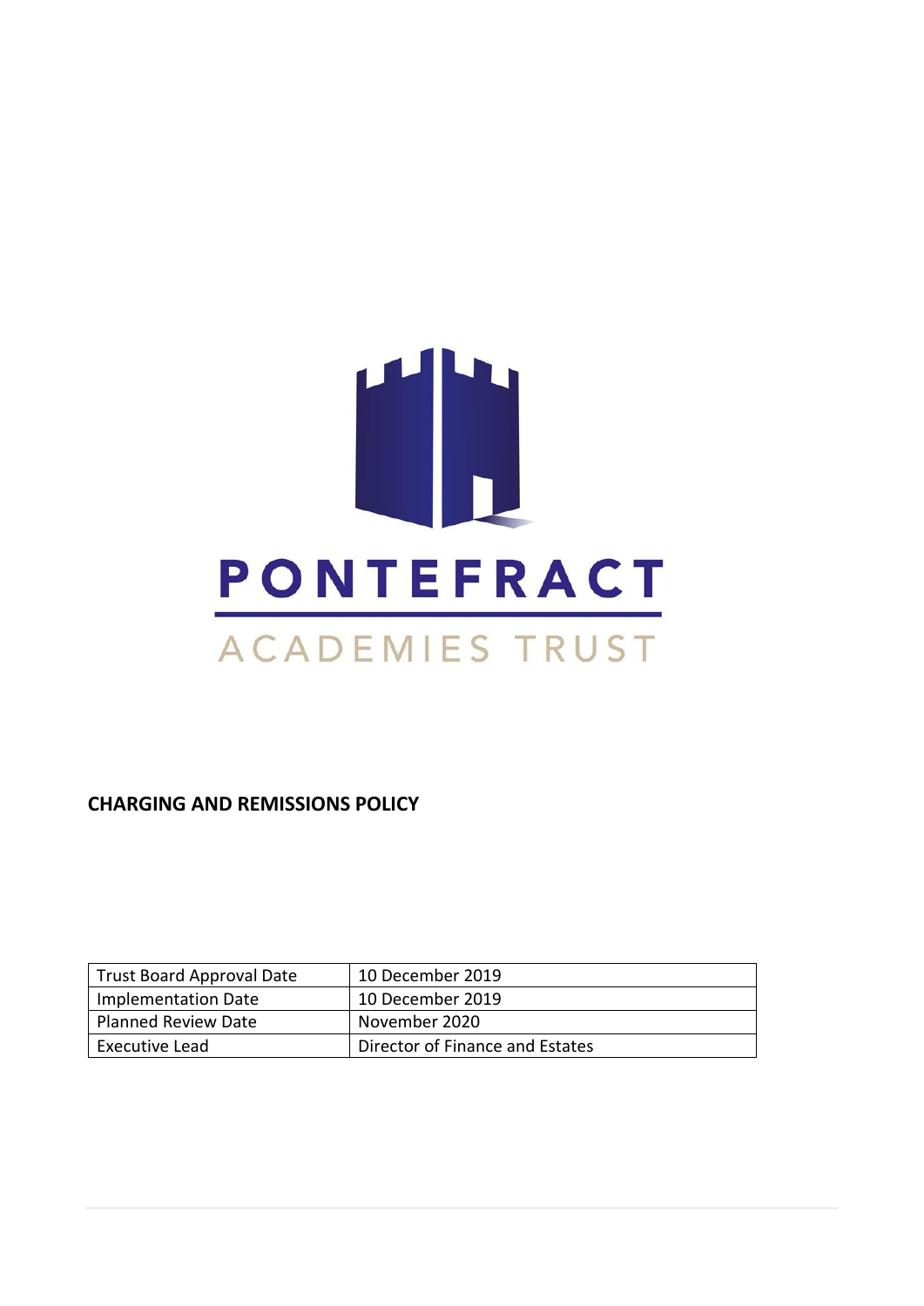PONTEFRACT

ACADEMIES TRUST

**CHARGING AND REMISSIONS POLICY**

| Trust Board Approval Date | 10 December 2019 |
|---|---|
| Implementation Date | 10 December 2019 |
| Planned Review Date | November 2020 |
| Executive Lead | Director of Finance and Estates |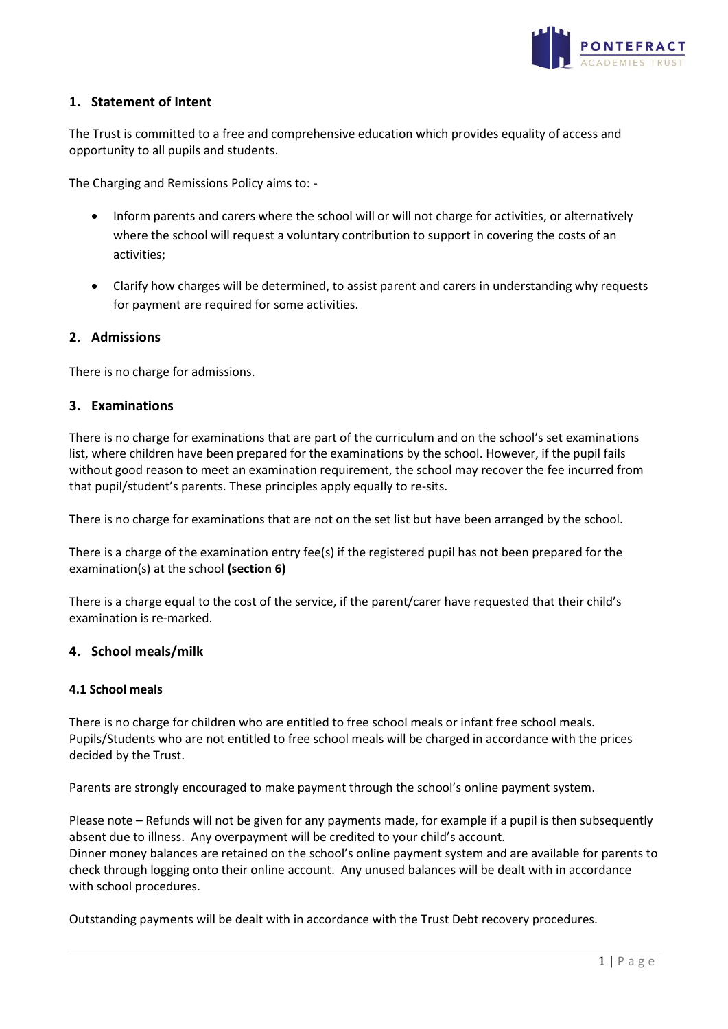## 1. Statement of Intent

The Trust is committed to a free and comprehensive education which provides equality of access and opportunity to all pupils and students.

The Charging and Remissions Policy aims to: -

- Inform parents and carers where the school will or will not charge for activities, or alternatively where the school will request a voluntary contribution to support in covering the costs of an activities;
- Clarify how charges will be determined, to assist parent and carers in understanding why requests for payment are required for some activities.

## 2. Admissions

There is no charge for admissions.

## 3. Examinations

There is no charge for examinations that are part of the curriculum and on the school's set examinations list, where children have been prepared for the examinations by the school. However, if the pupil fails without good reason to meet an examination requirement, the school may recover the fee incurred from that pupil/student's parents. These principles apply equally to re-sits.

There is no charge for examinations that are not on the set list but have been arranged by the school.

There is a charge of the examination entry fee(s) if the registered pupil has not been prepared for the examination(s) at the school **(section 6)**

There is a charge equal to the cost of the service, if the parent/carer have requested that their child's examination is re-marked.

## 4. School meals/milk

### 4.1 School meals

There is no charge for children who are entitled to free school meals or infant free school meals. Pupils/Students who are not entitled to free school meals will be charged in accordance with the prices decided by the Trust.

Parents are strongly encouraged to make payment through the school's online payment system.

Please note – Refunds will not be given for any payments made, for example if a pupil is then subsequently absent due to illness. Any overpayment will be credited to your child's account.
Dinner money balances are retained on the school's online payment system and are available for parents to check through logging onto their online account. Any unused balances will be dealt with in accordance with school procedures.

Outstanding payments will be dealt with in accordance with the Trust Debt recovery procedures.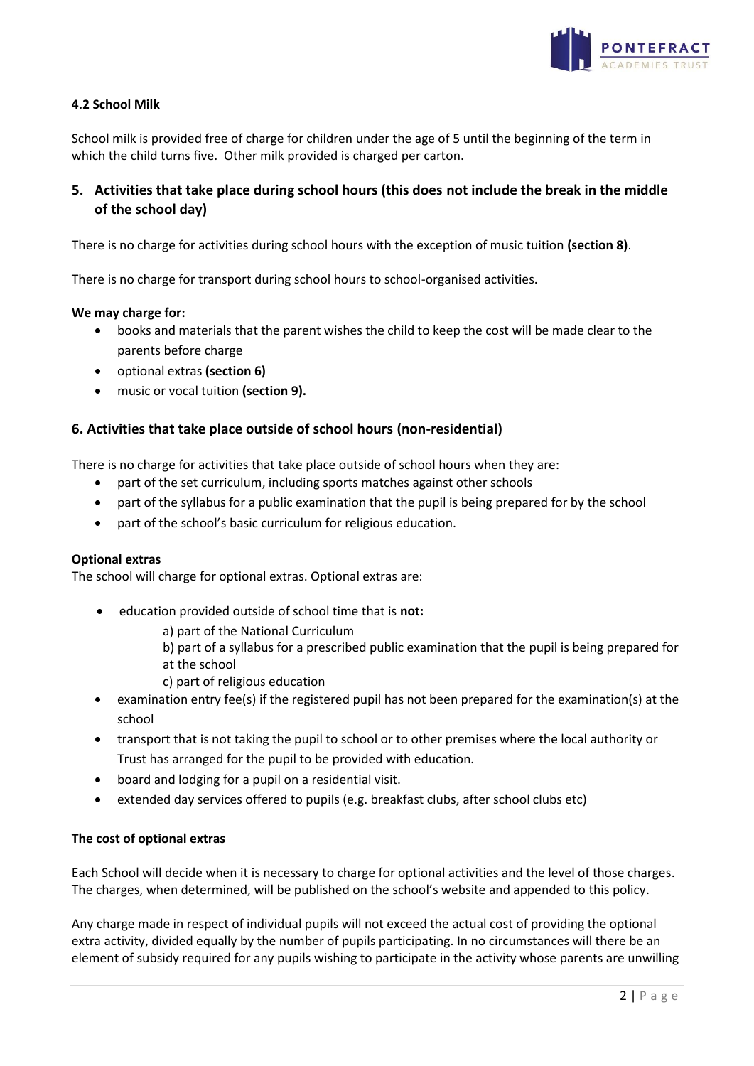#### 4.2 School Milk

School milk is provided free of charge for children under the age of 5 until the beginning of the term in which the child turns five. Other milk provided is charged per carton.

### 5. Activities that take place during school hours (this does not include the break in the middle of the school day)

There is no charge for activities during school hours with the exception of music tuition **(section 8)**.

There is no charge for transport during school hours to school-organised activities.

**We may charge for:**

- books and materials that the parent wishes the child to keep the cost will be made clear to the parents before charge
- optional extras **(section 6)**
- music or vocal tuition **(section 9).**

### 6. Activities that take place outside of school hours (non-residential)

There is no charge for activities that take place outside of school hours when they are:

- part of the set curriculum, including sports matches against other schools
- part of the syllabus for a public examination that the pupil is being prepared for by the school
- part of the school's basic curriculum for religious education.

**Optional extras**
The school will charge for optional extras. Optional extras are:

- education provided outside of school time that is **not:**
  a) part of the National Curriculum
  b) part of a syllabus for a prescribed public examination that the pupil is being prepared for at the school
  c) part of religious education
- examination entry fee(s) if the registered pupil has not been prepared for the examination(s) at the school
- transport that is not taking the pupil to school or to other premises where the local authority or Trust has arranged for the pupil to be provided with education.
- board and lodging for a pupil on a residential visit.
- extended day services offered to pupils (e.g. breakfast clubs, after school clubs etc)

**The cost of optional extras**

Each School will decide when it is necessary to charge for optional activities and the level of those charges. The charges, when determined, will be published on the school's website and appended to this policy.

Any charge made in respect of individual pupils will not exceed the actual cost of providing the optional extra activity, divided equally by the number of pupils participating. In no circumstances will there be an element of subsidy required for any pupils wishing to participate in the activity whose parents are unwilling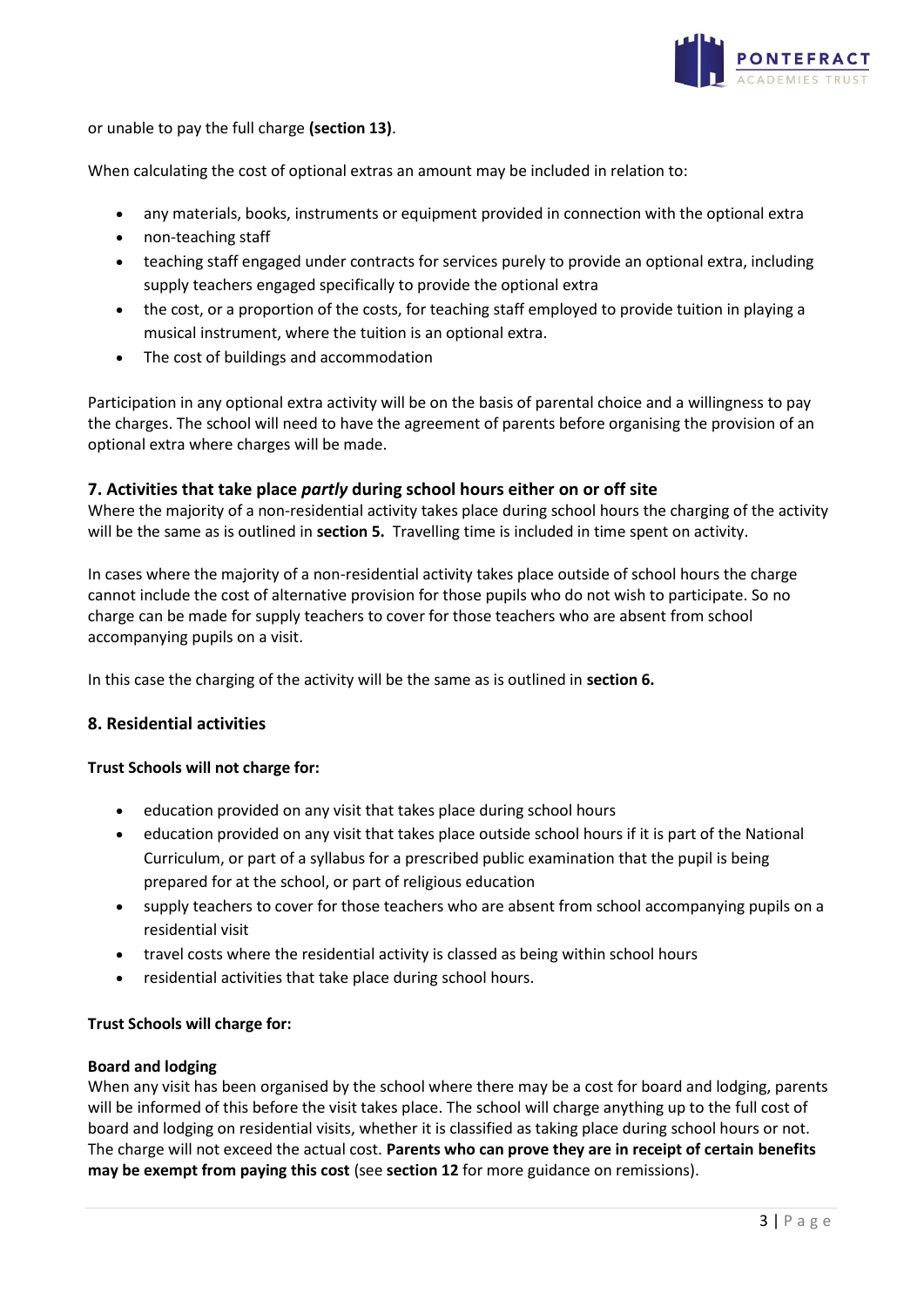or unable to pay the full charge **(section 13)**.

When calculating the cost of optional extras an amount may be included in relation to:

- any materials, books, instruments or equipment provided in connection with the optional extra
- non-teaching staff
- teaching staff engaged under contracts for services purely to provide an optional extra, including supply teachers engaged specifically to provide the optional extra
- the cost, or a proportion of the costs, for teaching staff employed to provide tuition in playing a musical instrument, where the tuition is an optional extra.
- The cost of buildings and accommodation

Participation in any optional extra activity will be on the basis of parental choice and a willingness to pay the charges. The school will need to have the agreement of parents before organising the provision of an optional extra where charges will be made.

## 7. Activities that take place *partly* during school hours either on or off site

Where the majority of a non-residential activity takes place during school hours the charging of the activity will be the same as is outlined in **section 5.** Travelling time is included in time spent on activity.

In cases where the majority of a non-residential activity takes place outside of school hours the charge cannot include the cost of alternative provision for those pupils who do not wish to participate. So no charge can be made for supply teachers to cover for those teachers who are absent from school accompanying pupils on a visit.

In this case the charging of the activity will be the same as is outlined in **section 6.**

## 8. Residential activities

**Trust Schools will not charge for:**

- education provided on any visit that takes place during school hours
- education provided on any visit that takes place outside school hours if it is part of the National Curriculum, or part of a syllabus for a prescribed public examination that the pupil is being prepared for at the school, or part of religious education
- supply teachers to cover for those teachers who are absent from school accompanying pupils on a residential visit
- travel costs where the residential activity is classed as being within school hours
- residential activities that take place during school hours.

**Trust Schools will charge for:**

**Board and lodging**
When any visit has been organised by the school where there may be a cost for board and lodging, parents will be informed of this before the visit takes place. The school will charge anything up to the full cost of board and lodging on residential visits, whether it is classified as taking place during school hours or not. The charge will not exceed the actual cost. **Parents who can prove they are in receipt of certain benefits may be exempt from paying this cost** (see **section 12** for more guidance on remissions).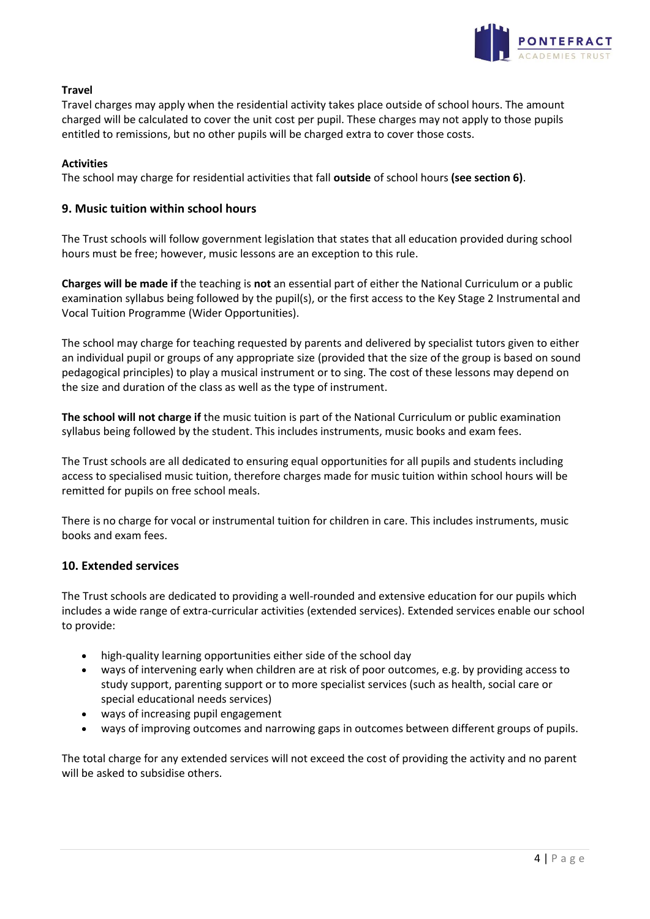**Travel**

Travel charges may apply when the residential activity takes place outside of school hours. The amount charged will be calculated to cover the unit cost per pupil. These charges may not apply to those pupils entitled to remissions, but no other pupils will be charged extra to cover those costs.

**Activities**

The school may charge for residential activities that fall **outside** of school hours **(see section 6)**.

## 9. Music tuition within school hours

The Trust schools will follow government legislation that states that all education provided during school hours must be free; however, music lessons are an exception to this rule.

**Charges will be made if** the teaching is **not** an essential part of either the National Curriculum or a public examination syllabus being followed by the pupil(s), or the first access to the Key Stage 2 Instrumental and Vocal Tuition Programme (Wider Opportunities).

The school may charge for teaching requested by parents and delivered by specialist tutors given to either an individual pupil or groups of any appropriate size (provided that the size of the group is based on sound pedagogical principles) to play a musical instrument or to sing. The cost of these lessons may depend on the size and duration of the class as well as the type of instrument.

**The school will not charge if** the music tuition is part of the National Curriculum or public examination syllabus being followed by the student. This includes instruments, music books and exam fees.

The Trust schools are all dedicated to ensuring equal opportunities for all pupils and students including access to specialised music tuition, therefore charges made for music tuition within school hours will be remitted for pupils on free school meals.

There is no charge for vocal or instrumental tuition for children in care. This includes instruments, music books and exam fees.

## 10. Extended services

The Trust schools are dedicated to providing a well-rounded and extensive education for our pupils which includes a wide range of extra-curricular activities (extended services). Extended services enable our school to provide:

- high-quality learning opportunities either side of the school day
- ways of intervening early when children are at risk of poor outcomes, e.g. by providing access to study support, parenting support or to more specialist services (such as health, social care or special educational needs services)
- ways of increasing pupil engagement
- ways of improving outcomes and narrowing gaps in outcomes between different groups of pupils.

The total charge for any extended services will not exceed the cost of providing the activity and no parent will be asked to subsidise others.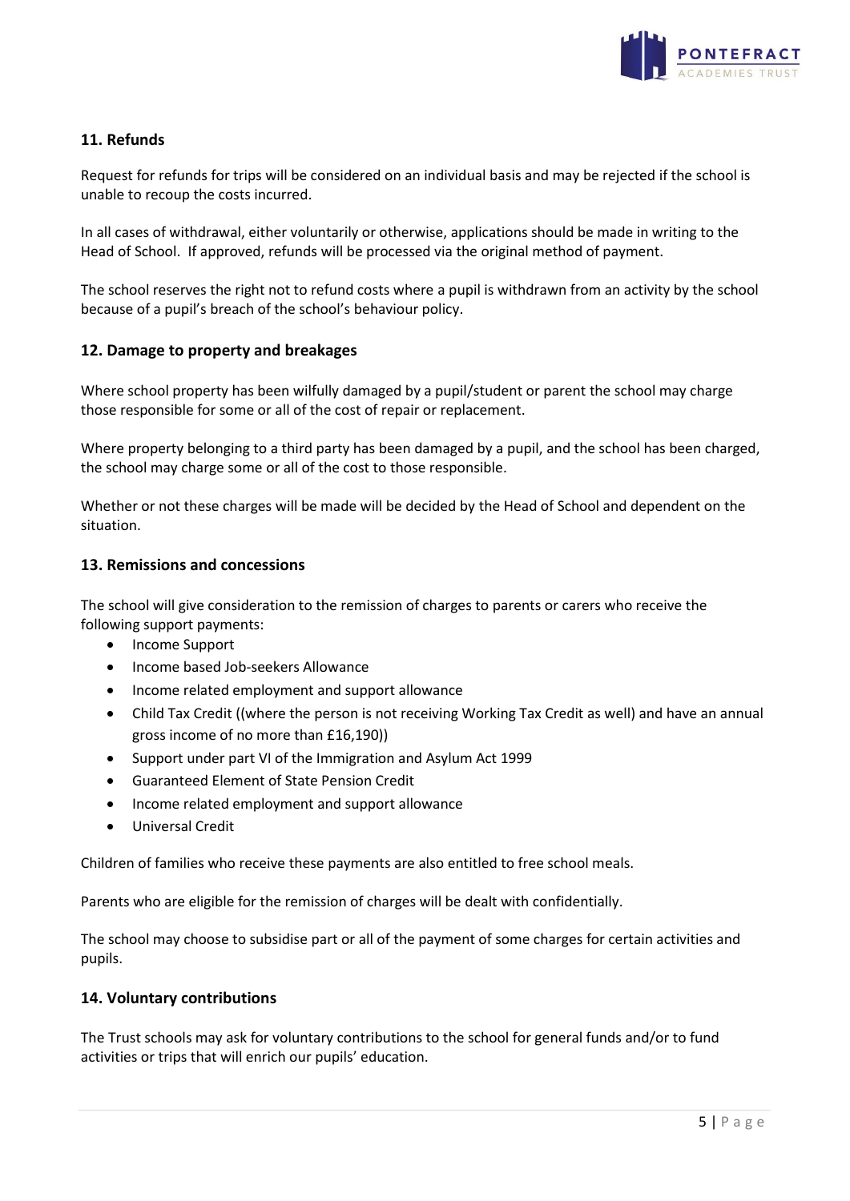## 11. Refunds

Request for refunds for trips will be considered on an individual basis and may be rejected if the school is unable to recoup the costs incurred.

In all cases of withdrawal, either voluntarily or otherwise, applications should be made in writing to the Head of School. If approved, refunds will be processed via the original method of payment.

The school reserves the right not to refund costs where a pupil is withdrawn from an activity by the school because of a pupil's breach of the school's behaviour policy.

## 12. Damage to property and breakages

Where school property has been wilfully damaged by a pupil/student or parent the school may charge those responsible for some or all of the cost of repair or replacement.

Where property belonging to a third party has been damaged by a pupil, and the school has been charged, the school may charge some or all of the cost to those responsible.

Whether or not these charges will be made will be decided by the Head of School and dependent on the situation.

## 13. Remissions and concessions

The school will give consideration to the remission of charges to parents or carers who receive the following support payments:

- Income Support
- Income based Job-seekers Allowance
- Income related employment and support allowance
- Child Tax Credit ((where the person is not receiving Working Tax Credit as well) and have an annual gross income of no more than £16,190))
- Support under part VI of the Immigration and Asylum Act 1999
- Guaranteed Element of State Pension Credit
- Income related employment and support allowance
- Universal Credit

Children of families who receive these payments are also entitled to free school meals.

Parents who are eligible for the remission of charges will be dealt with confidentially.

The school may choose to subsidise part or all of the payment of some charges for certain activities and pupils.

## 14. Voluntary contributions

The Trust schools may ask for voluntary contributions to the school for general funds and/or to fund activities or trips that will enrich our pupils' education.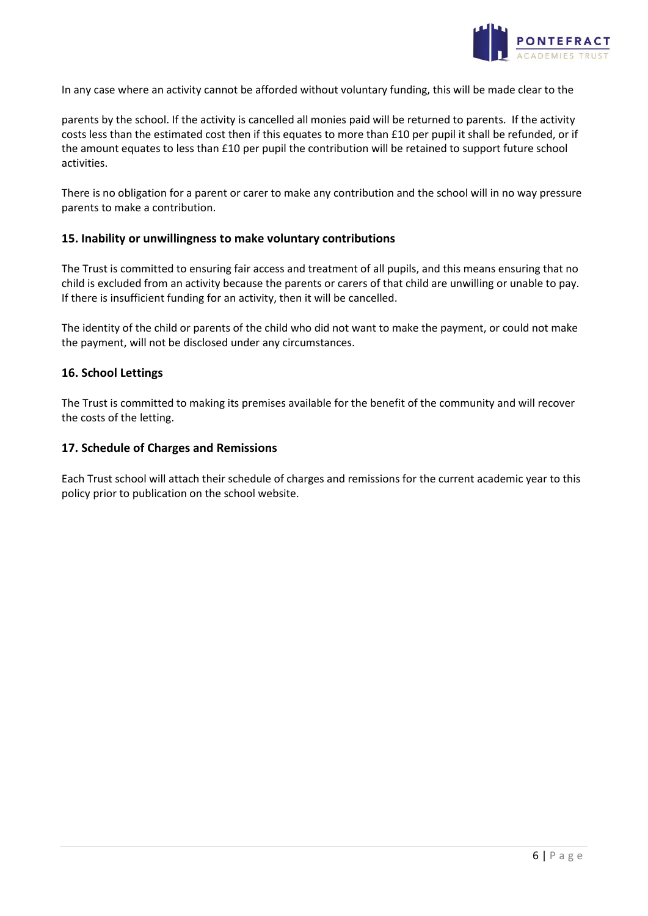In any case where an activity cannot be afforded without voluntary funding, this will be made clear to the

parents by the school. If the activity is cancelled all monies paid will be returned to parents. If the activity costs less than the estimated cost then if this equates to more than £10 per pupil it shall be refunded, or if the amount equates to less than £10 per pupil the contribution will be retained to support future school activities.

There is no obligation for a parent or carer to make any contribution and the school will in no way pressure parents to make a contribution.

### 15. Inability or unwillingness to make voluntary contributions

The Trust is committed to ensuring fair access and treatment of all pupils, and this means ensuring that no child is excluded from an activity because the parents or carers of that child are unwilling or unable to pay. If there is insufficient funding for an activity, then it will be cancelled.

The identity of the child or parents of the child who did not want to make the payment, or could not make the payment, will not be disclosed under any circumstances.

### 16. School Lettings

The Trust is committed to making its premises available for the benefit of the community and will recover the costs of the letting.

### 17. Schedule of Charges and Remissions

Each Trust school will attach their schedule of charges and remissions for the current academic year to this policy prior to publication on the school website.